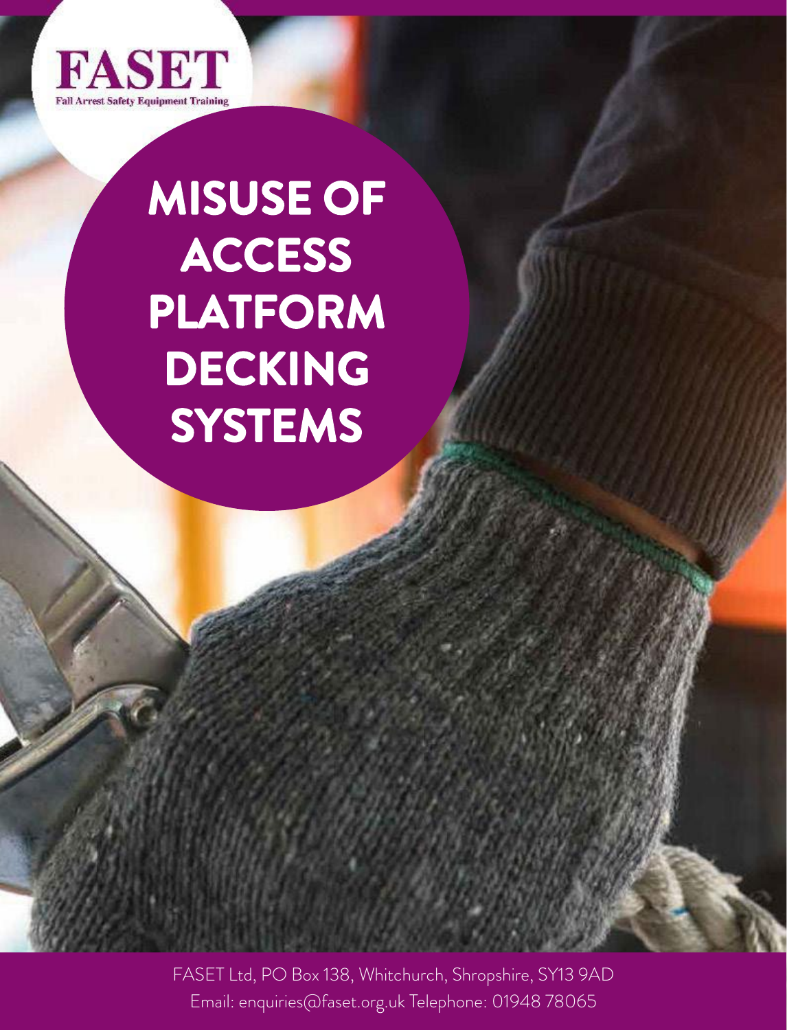FASET

Fall Arrest Safety Equipment Training

# MISUSE OF ACCESS PLATFORM DECKING SYSTEMS

FASET Ltd, PO Box 138, Whitchurch, Shropshire, SY13 9AD
Email: enquiries@faset.org.uk Telephone: 01948 78065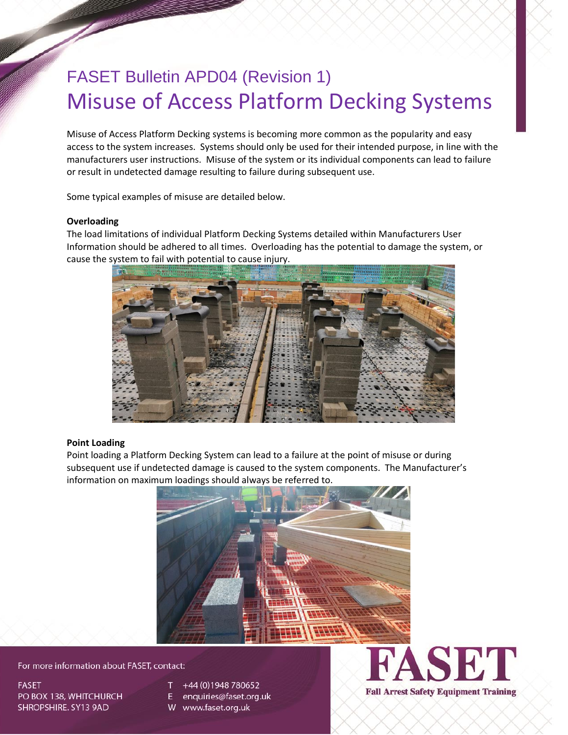FASET Bulletin APD04 (Revision 1)

# Misuse of Access Platform Decking Systems

Misuse of Access Platform Decking systems is becoming more common as the popularity and easy access to the system increases. Systems should only be used for their intended purpose, in line with the manufacturers user instructions. Misuse of the system or its individual components can lead to failure or result in undetected damage resulting to failure during subsequent use.

Some typical examples of misuse are detailed below.

**Overloading**

The load limitations of individual Platform Decking Systems detailed within Manufacturers User Information should be adhered to all times. Overloading has the potential to damage the system, or cause the system to fail with potential to cause injury.

**Point Loading**

Point loading a Platform Decking System can lead to a failure at the point of misuse or during subsequent use if undetected damage is caused to the system components. The Manufacturer's information on maximum loadings should always be referred to.

For more information about FASET, contact:

FASET
PO BOX 138, WHITCHURCH
SHROPSHIRE. SY13 9AD

T +44 (0)1948 780652
E enquiries@faset.org.uk
W www.faset.org.uk

FASET
Fall Arrest Safety Equipment Training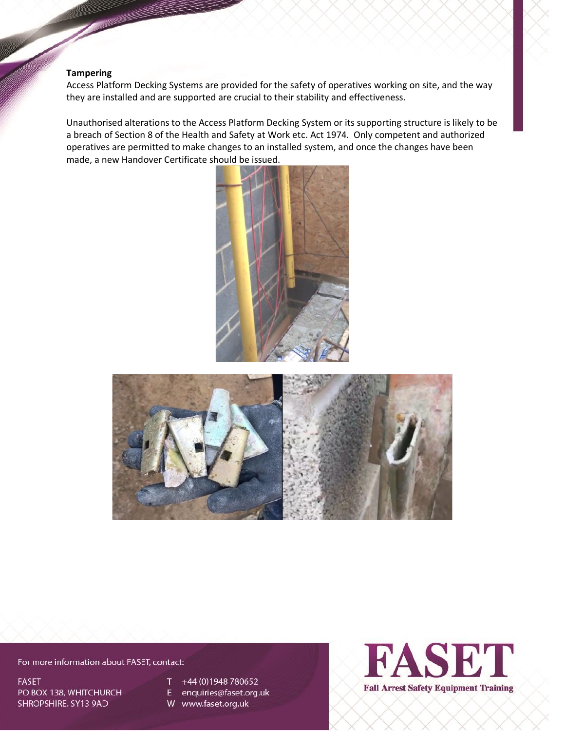**Tampering**

Access Platform Decking Systems are provided for the safety of operatives working on site, and the way they are installed and are supported are crucial to their stability and effectiveness.

Unauthorised alterations to the Access Platform Decking System or its supporting structure is likely to be a breach of Section 8 of the Health and Safety at Work etc. Act 1974. Only competent and authorized operatives are permitted to make changes to an installed system, and once the changes have been made, a new Handover Certificate should be issued.

For more information about FASET, contact:

FASET
PO BOX 138, WHITCHURCH
SHROPSHIRE. SY13 9AD

T +44 (0)1948 780652
E enquiries@faset.org.uk
W www.faset.org.uk

FASET
Fall Arrest Safety Equipment Training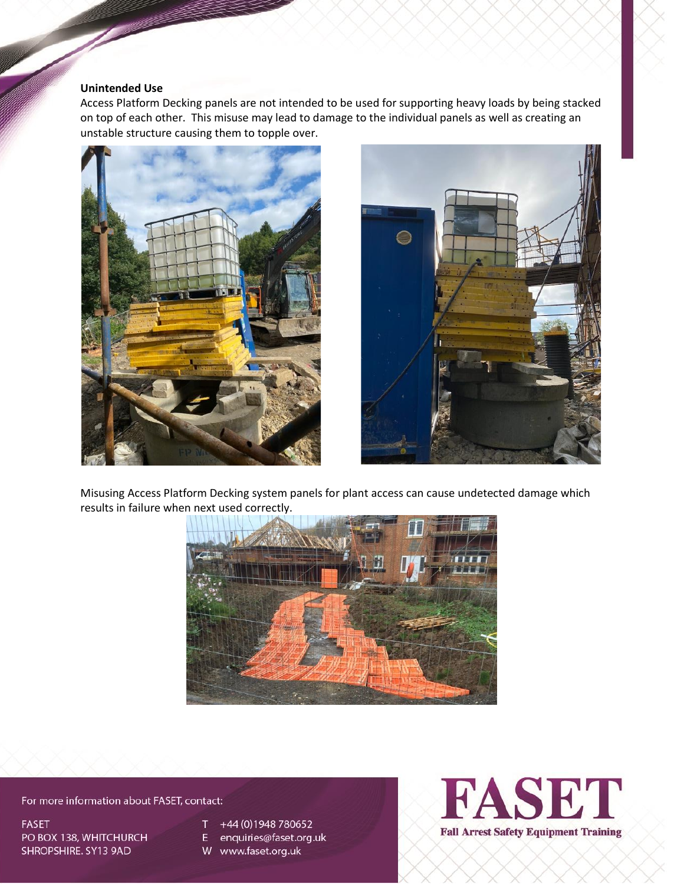**Unintended Use**

Access Platform Decking panels are not intended to be used for supporting heavy loads by being stacked on top of each other. This misuse may lead to damage to the individual panels as well as creating an unstable structure causing them to topple over.

Misusing Access Platform Decking system panels for plant access can cause undetected damage which results in failure when next used correctly.

For more information about FASET, contact:

FASET
PO BOX 138, WHITCHURCH
SHROPSHIRE. SY13 9AD

T +44 (0)1948 780652
E enquiries@faset.org.uk
W www.faset.org.uk

FASET
Fall Arrest Safety Equipment Training